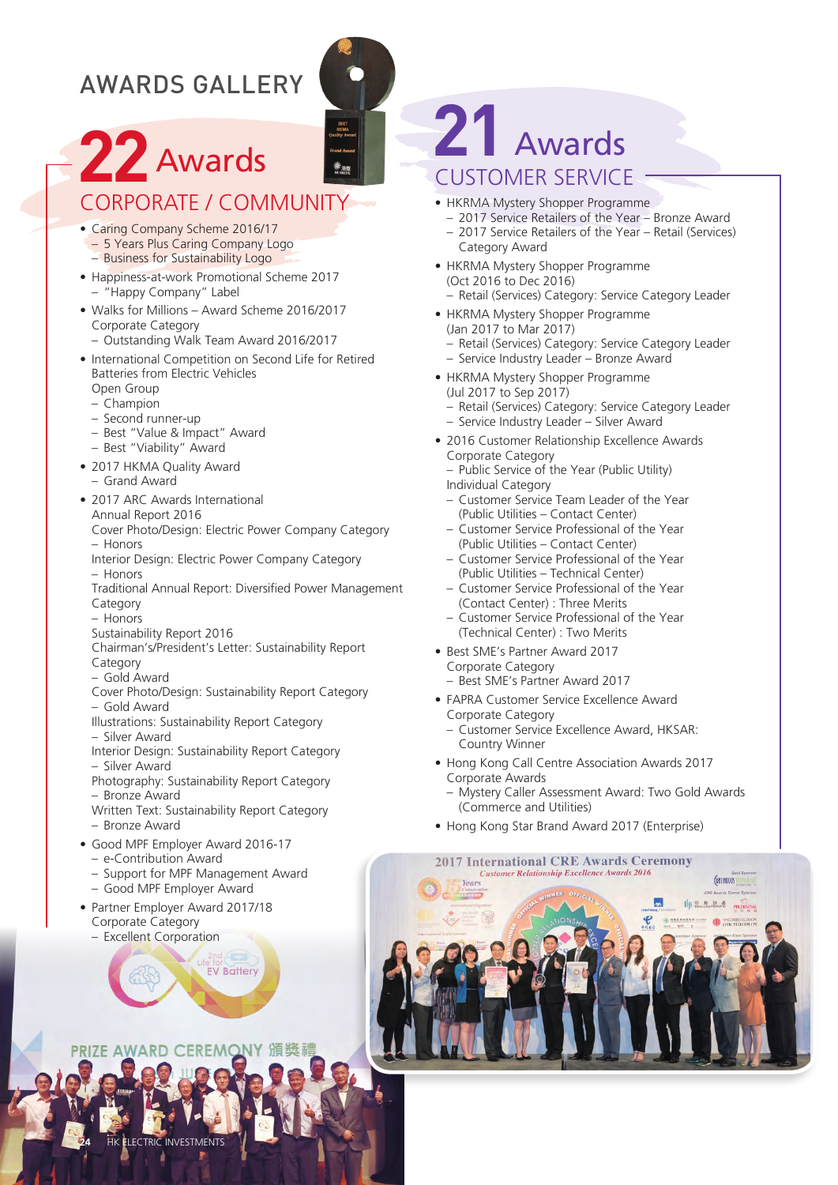# AWARDS GALLERY

## 22 Awards

### CORPORATE / COMMUNITY

- Caring Company Scheme 2016/17
  - 5 Years Plus Caring Company Logo
  - Business for Sustainability Logo
- Happiness-at-work Promotional Scheme 2017
  - "Happy Company" Label
- Walks for Millions – Award Scheme 2016/2017
  Corporate Category
  - Outstanding Walk Team Award 2016/2017
- International Competition on Second Life for Retired Batteries from Electric Vehicles
  Open Group
  - Champion
  - Second runner-up
  - Best "Value & Impact" Award
  - Best "Viability" Award
- 2017 HKMA Quality Award
  - Grand Award
- 2017 ARC Awards International
  Annual Report 2016
  Cover Photo/Design: Electric Power Company Category
  - Honors
  
  Interior Design: Electric Power Company Category
  - Honors
  
  Traditional Annual Report: Diversified Power Management Category
  - Honors
  
  Sustainability Report 2016
  Chairman's/President's Letter: Sustainability Report Category
  - Gold Award
  
  Cover Photo/Design: Sustainability Report Category
  - Gold Award
  
  Illustrations: Sustainability Report Category
  - Silver Award
  
  Interior Design: Sustainability Report Category
  - Silver Award
  
  Photography: Sustainability Report Category
  - Bronze Award
  
  Written Text: Sustainability Report Category
  - Bronze Award
- Good MPF Employer Award 2016-17
  - e-Contribution Award
  - Support for MPF Management Award
  - Good MPF Employer Award
- Partner Employer Award 2017/18
  Corporate Category
  - Excellent Corporation

## 21 Awards

### CUSTOMER SERVICE

- HKRMA Mystery Shopper Programme
  - 2017 Service Retailers of the Year – Bronze Award
  - 2017 Service Retailers of the Year – Retail (Services) Category Award
- HKRMA Mystery Shopper Programme (Oct 2016 to Dec 2016)
  - Retail (Services) Category: Service Category Leader
- HKRMA Mystery Shopper Programme (Jan 2017 to Mar 2017)
  - Retail (Services) Category: Service Category Leader
  - Service Industry Leader – Bronze Award
- HKRMA Mystery Shopper Programme (Jul 2017 to Sep 2017)
  - Retail (Services) Category: Service Category Leader
  - Service Industry Leader – Silver Award
- 2016 Customer Relationship Excellence Awards
  Corporate Category
  - Public Service of the Year (Public Utility)
  
  Individual Category
  - Customer Service Team Leader of the Year (Public Utilities – Contact Center)
  - Customer Service Professional of the Year (Public Utilities – Contact Center)
  - Customer Service Professional of the Year (Public Utilities – Technical Center)
  - Customer Service Professional of the Year (Contact Center) : Three Merits
  - Customer Service Professional of the Year (Technical Center) : Two Merits
- Best SME's Partner Award 2017
  Corporate Category
  - Best SME's Partner Award 2017
- FAPRA Customer Service Excellence Award
  Corporate Category
  - Customer Service Excellence Award, HKSAR: Country Winner
- Hong Kong Call Centre Association Awards 2017
  Corporate Awards
  - Mystery Caller Assessment Award: Two Gold Awards (Commerce and Utilities)
- Hong Kong Star Brand Award 2017 (Enterprise)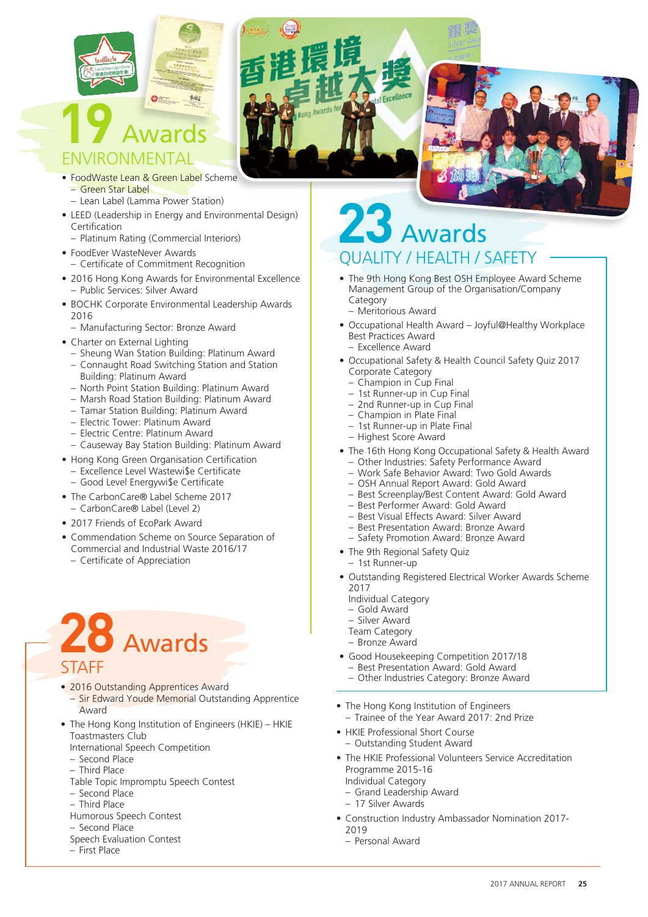# 19 Awards
## ENVIRONMENTAL

- FoodWaste Lean & Green Label Scheme
  - Green Star Label
  - Lean Label (Lamma Power Station)
- LEED (Leadership in Energy and Environmental Design) Certification
  - Platinum Rating (Commercial Interiors)
- FoodEver WasteNever Awards
  - Certificate of Commitment Recognition
- 2016 Hong Kong Awards for Environmental Excellence
  - Public Services: Silver Award
- BOCHK Corporate Environmental Leadership Awards 2016
  - Manufacturing Sector: Bronze Award
- Charter on External Lighting
  - Sheung Wan Station Building: Platinum Award
  - Connaught Road Switching Station and Station Building: Platinum Award
  - North Point Station Building: Platinum Award
  - Marsh Road Station Building: Platinum Award
  - Tamar Station Building: Platinum Award
  - Electric Tower: Platinum Award
  - Electric Centre: Platinum Award
  - Causeway Bay Station Building: Platinum Award
- Hong Kong Green Organisation Certification
  - Excellence Level Wastewi$e Certificate
  - Good Level Energywi$e Certificate
- The CarbonCare® Label Scheme 2017
  - CarbonCare® Label (Level 2)
- 2017 Friends of EcoPark Award
- Commendation Scheme on Source Separation of Commercial and Industrial Waste 2016/17
  - Certificate of Appreciation

# 28 Awards
## STAFF

- 2016 Outstanding Apprentices Award
  - Sir Edward Youde Memorial Outstanding Apprentice Award
- The Hong Kong Institution of Engineers (HKIE) – HKIE Toastmasters Club
  International Speech Competition
  - Second Place
  - Third Place

  Table Topic Impromptu Speech Contest
  - Second Place
  - Third Place

  Humorous Speech Contest
  - Second Place

  Speech Evaluation Contest
  - First Place
- The Hong Kong Institution of Engineers
  - Trainee of the Year Award 2017: 2nd Prize
- HKIE Professional Short Course
  - Outstanding Student Award
- The HKIE Professional Volunteers Service Accreditation Programme 2015-16
  Individual Category
  - Grand Leadership Award
  - 17 Silver Awards
- Construction Industry Ambassador Nomination 2017-2019
  - Personal Award

# 23 Awards
## QUALITY / HEALTH / SAFETY

- The 9th Hong Kong Best OSH Employee Award Scheme Management Group of the Organisation/Company Category
  - Meritorious Award
- Occupational Health Award – Joyful@Healthy Workplace Best Practices Award
  - Excellence Award
- Occupational Safety & Health Council Safety Quiz 2017 Corporate Category
  - Champion in Cup Final
  - 1st Runner-up in Cup Final
  - 2nd Runner-up in Cup Final
  - Champion in Plate Final
  - 1st Runner-up in Plate Final
  - Highest Score Award
- The 16th Hong Kong Occupational Safety & Health Award
  - Other Industries: Safety Performance Award
  - Work Safe Behavior Award: Two Gold Awards
  - OSH Annual Report Award: Gold Award
  - Best Screenplay/Best Content Award: Gold Award
  - Best Performer Award: Gold Award
  - Best Visual Effects Award: Silver Award
  - Best Presentation Award: Bronze Award
  - Safety Promotion Award: Bronze Award
- The 9th Regional Safety Quiz
  - 1st Runner-up
- Outstanding Registered Electrical Worker Awards Scheme 2017
  Individual Category
  - Gold Award
  - Silver Award

  Team Category
  - Bronze Award
- Good Housekeeping Competition 2017/18
  - Best Presentation Award: Gold Award
  - Other Industries Category: Bronze Award